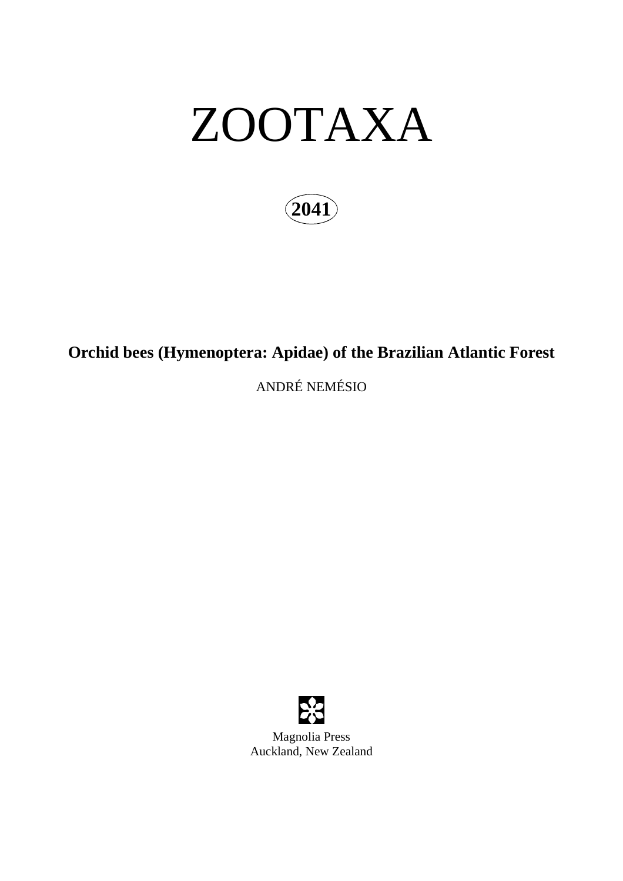# ZOOTAXA

**2041**

## Orchid bees (Hymenoptera: Apidae) of the Brazilian Atlantic Forest

ANDRÉ NEMÉSIO

Magnolia Press
Auckland, New Zealand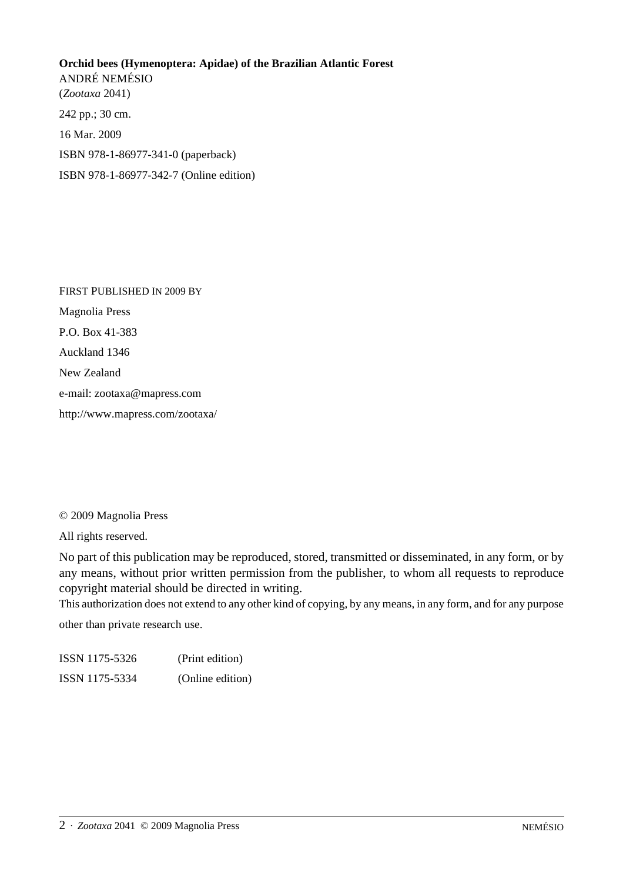**Orchid bees (Hymenoptera: Apidae) of the Brazilian Atlantic Forest**
ANDRÉ NEMÉSIO
(*Zootaxa* 2041)

242 pp.; 30 cm.

16 Mar. 2009

ISBN 978-1-86977-341-0 (paperback)

ISBN 978-1-86977-342-7 (Online edition)

FIRST PUBLISHED IN 2009 BY

Magnolia Press

P.O. Box 41-383

Auckland 1346

New Zealand

e-mail: zootaxa@mapress.com

http://www.mapress.com/zootaxa/

© 2009 Magnolia Press

All rights reserved.

No part of this publication may be reproduced, stored, transmitted or disseminated, in any form, or by any means, without prior written permission from the publisher, to whom all requests to reproduce copyright material should be directed in writing.

This authorization does not extend to any other kind of copying, by any means, in any form, and for any purpose other than private research use.

ISSN 1175-5326 (Print edition)

ISSN 1175-5334 (Online edition)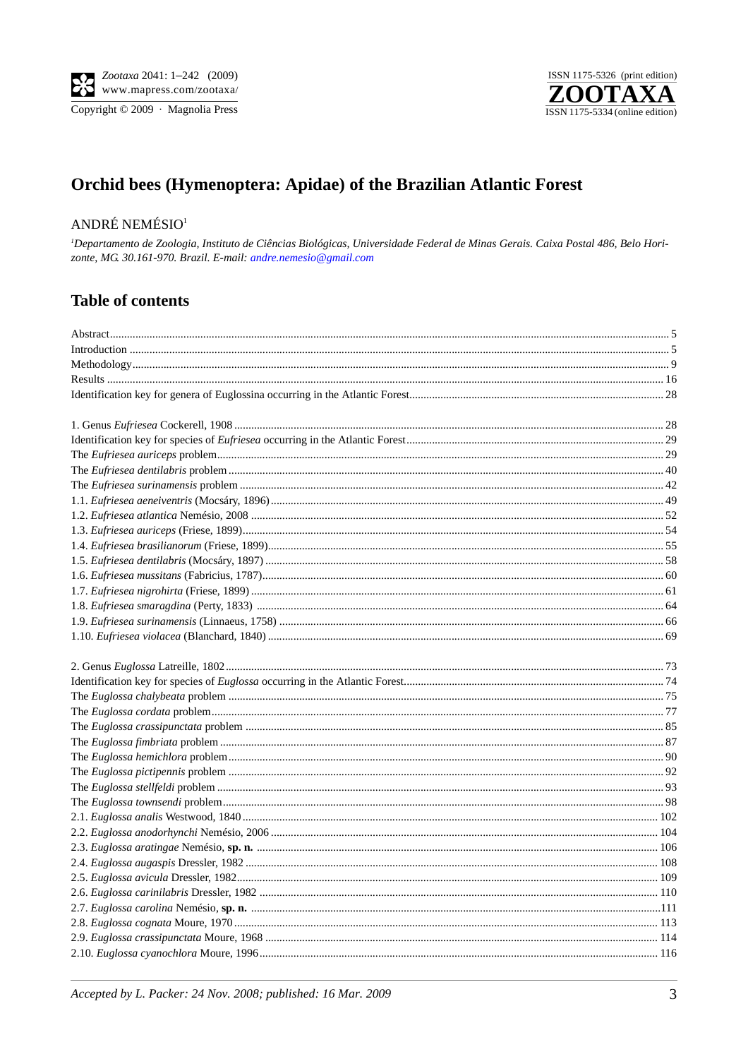# Orchid bees (Hymenoptera: Apidae) of the Brazilian Atlantic Forest

ANDRÉ NEMÉSIO[1]

[1]*Departamento de Zoologia, Instituto de Ciências Biológicas, Universidade Federal de Minas Gerais. Caixa Postal 486, Belo Horizonte, MG. 30.161-970. Brazil. E-mail: andre.nemesio@gmail.com*

## Table of contents

Abstract ... 5
Introduction ... 5
Methodology ... 9
Results ... 16
Identification key for genera of Euglossina occurring in the Atlantic Forest ... 28

1. Genus *Eufriesea* Cockerell, 1908 ... 28
Identification key for species of *Eufriesea* occurring in the Atlantic Forest ... 29
The *Eufriesea auriceps* problem ... 29
The *Eufriesea dentilabris* problem ... 40
The *Eufriesea surinamensis* problem ... 42
1.1. *Eufriesea aeneiventris* (Mocsáry, 1896) ... 49
1.2. *Eufriesea atlantica* Nemésio, 2008 ... 52
1.3. *Eufriesea auriceps* (Friese, 1899) ... 54
1.4. *Eufriesea brasilianorum* (Friese, 1899) ... 55
1.5. *Eufriesea dentilabris* (Mocsáry, 1897) ... 58
1.6. *Eufriesea mussitans* (Fabricius, 1787) ... 60
1.7. *Eufriesea nigrohirta* (Friese, 1899) ... 61
1.8. *Eufriesea smaragdina* (Perty, 1833) ... 64
1.9. *Eufriesea surinamensis* (Linnaeus, 1758) ... 66
1.10. *Eufriesea violacea* (Blanchard, 1840) ... 69

2. Genus *Euglossa* Latreille, 1802 ... 73
Identification key for species of *Euglossa* occurring in the Atlantic Forest ... 74
The *Euglossa chalybeata* problem ... 75
The *Euglossa cordata* problem ... 77
The *Euglossa crassipunctata* problem ... 85
The *Euglossa fimbriata* problem ... 87
The *Euglossa hemichlora* problem ... 90
The *Euglossa pictipennis* problem ... 92
The *Euglossa stellfeldi* problem ... 93
The *Euglossa townsendi* problem ... 98
2.1. *Euglossa analis* Westwood, 1840 ... 102
2.2. *Euglossa anodorhynchi* Nemésio, 2006 ... 104
2.3. *Euglossa aratingae* Nemésio, **sp. n.** ... 106
2.4. *Euglossa augaspis* Dressler, 1982 ... 108
2.5. *Euglossa avicula* Dressler, 1982 ... 109
2.6. *Euglossa carinilabris* Dressler, 1982 ... 110
2.7. *Euglossa carolina* Nemésio, **sp. n.** ... 111
2.8. *Euglossa cognata* Moure, 1970 ... 113
2.9. *Euglossa crassipunctata* Moure, 1968 ... 114
2.10. *Euglossa cyanochlora* Moure, 1996 ... 116

*Accepted by L. Packer: 24 Nov. 2008; published: 16 Mar. 2009*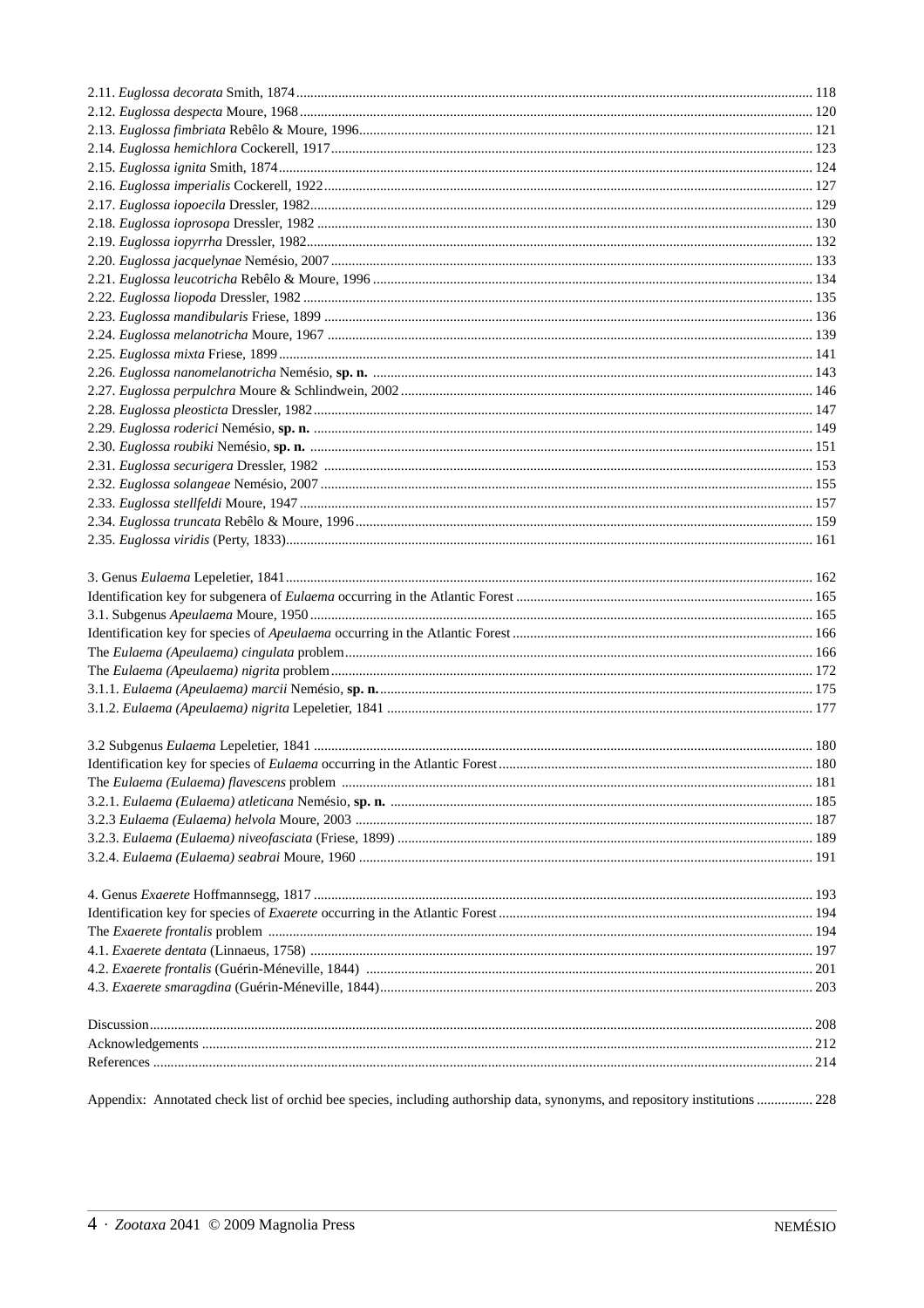2.11. *Euglossa decorata* Smith, 1874 .......... 118
2.12. *Euglossa despecta* Moure, 1968 .......... 120
2.13. *Euglossa fimbriata* Rebêlo & Moure, 1996 .......... 121
2.14. *Euglossa hemichlora* Cockerell, 1917 .......... 123
2.15. *Euglossa ignita* Smith, 1874 .......... 124
2.16. *Euglossa imperialis* Cockerell, 1922 .......... 127
2.17. *Euglossa iopoecila* Dressler, 1982 .......... 129
2.18. *Euglossa ioprosopa* Dressler, 1982 .......... 130
2.19. *Euglossa iopyrrha* Dressler, 1982 .......... 132
2.20. *Euglossa jacquelynae* Nemésio, 2007 .......... 133
2.21. *Euglossa leucotricha* Rebêlo & Moure, 1996 .......... 134
2.22. *Euglossa liopoda* Dressler, 1982 .......... 135
2.23. *Euglossa mandibularis* Friese, 1899 .......... 136
2.24. *Euglossa melanotricha* Moure, 1967 .......... 139
2.25. *Euglossa mixta* Friese, 1899 .......... 141
2.26. *Euglossa nanomelanotricha* Nemésio, **sp. n.** .......... 143
2.27. *Euglossa perpulchra* Moure & Schlindwein, 2002 .......... 146
2.28. *Euglossa pleosticta* Dressler, 1982 .......... 147
2.29. *Euglossa roderici* Nemésio, **sp. n.** .......... 149
2.30. *Euglossa roubiki* Nemésio, **sp. n.** .......... 151
2.31. *Euglossa securigera* Dressler, 1982 .......... 153
2.32. *Euglossa solangeae* Nemésio, 2007 .......... 155
2.33. *Euglossa stellfeldi* Moure, 1947 .......... 157
2.34. *Euglossa truncata* Rebêlo & Moure, 1996 .......... 159
2.35. *Euglossa viridis* (Perty, 1833) .......... 161

3. Genus *Eulaema* Lepeletier, 1841 .......... 162
Identification key for subgenera of *Eulaema* occurring in the Atlantic Forest .......... 165
3.1. Subgenus *Apeulaema* Moure, 1950 .......... 165
Identification key for species of *Apeulaema* occurring in the Atlantic Forest .......... 166
The *Eulaema (Apeulaema) cingulata* problem .......... 166
The *Eulaema (Apeulaema) nigrita* problem .......... 172
3.1.1. *Eulaema (Apeulaema) marcii* Nemésio, **sp. n.** .......... 175
3.1.2. *Eulaema (Apeulaema) nigrita* Lepeletier, 1841 .......... 177

3.2 Subgenus *Eulaema* Lepeletier, 1841 .......... 180
Identification key for species of *Eulaema* occurring in the Atlantic Forest .......... 180
The *Eulaema (Eulaema) flavescens* problem .......... 181
3.2.1. *Eulaema (Eulaema) atleticana* Nemésio, **sp. n.** .......... 185
3.2.3 *Eulaema (Eulaema) helvola* Moure, 2003 .......... 187
3.2.3. *Eulaema (Eulaema) niveofasciata* (Friese, 1899) .......... 189
3.2.4. *Eulaema (Eulaema) seabrai* Moure, 1960 .......... 191

4. Genus *Exaerete* Hoffmannsegg, 1817 .......... 193
Identification key for species of *Exaerete* occurring in the Atlantic Forest .......... 194
The *Exaerete frontalis* problem .......... 194
4.1. *Exaerete dentata* (Linnaeus, 1758) .......... 197
4.2. *Exaerete frontalis* (Guérin-Méneville, 1844) .......... 201
4.3. *Exaerete smaragdina* (Guérin-Méneville, 1844) .......... 203

Discussion .......... 208
Acknowledgements .......... 212
References .......... 214

Appendix: Annotated check list of orchid bee species, including authorship data, synonyms, and repository institutions .......... 228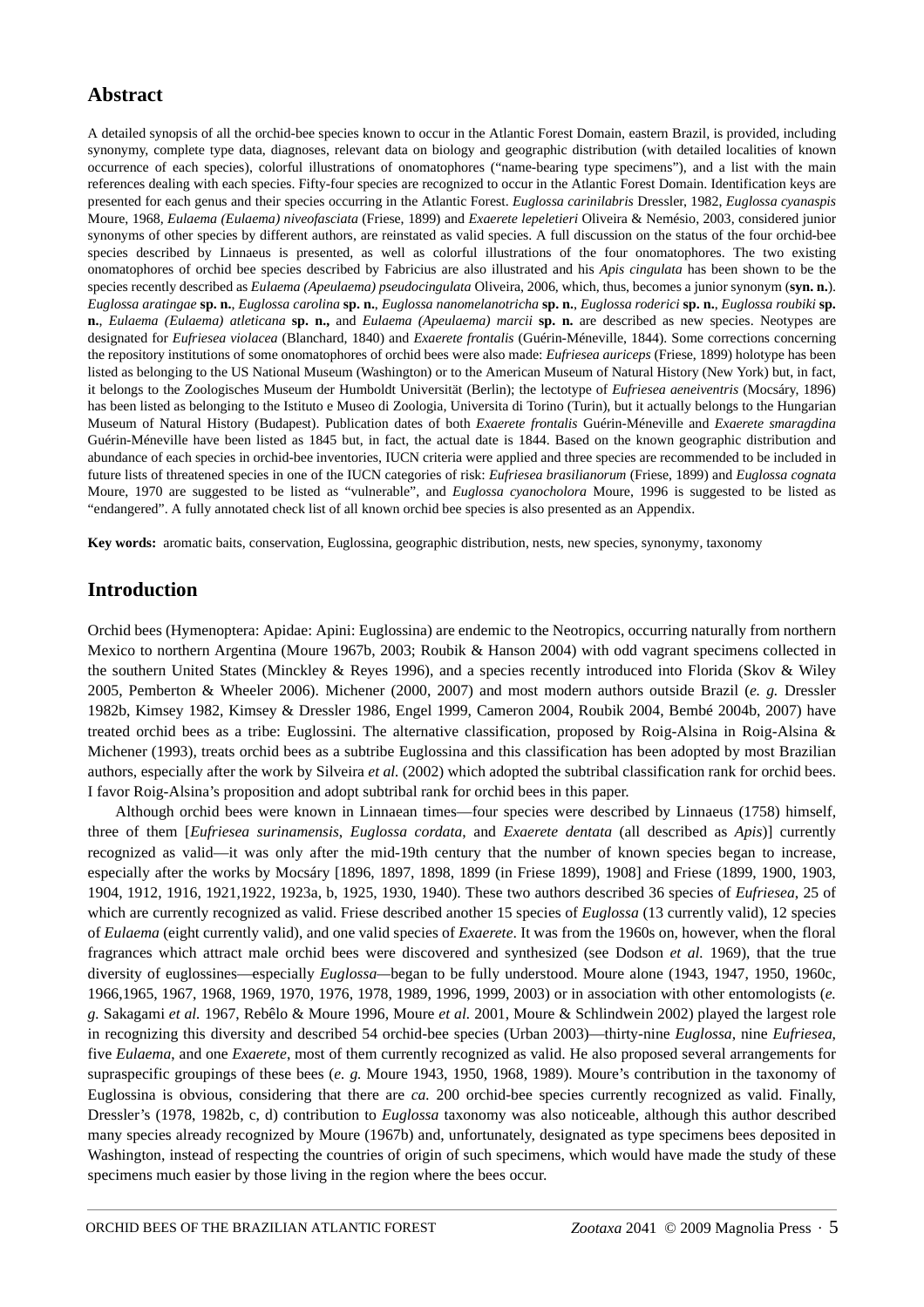## Abstract

A detailed synopsis of all the orchid-bee species known to occur in the Atlantic Forest Domain, eastern Brazil, is provided, including synonymy, complete type data, diagnoses, relevant data on biology and geographic distribution (with detailed localities of known occurrence of each species), colorful illustrations of onomatophores ("name-bearing type specimens"), and a list with the main references dealing with each species. Fifty-four species are recognized to occur in the Atlantic Forest Domain. Identification keys are presented for each genus and their species occurring in the Atlantic Forest. *Euglossa carinilabris* Dressler, 1982, *Euglossa cyanaspis* Moure, 1968, *Eulaema (Eulaema) niveofasciata* (Friese, 1899) and *Exaerete lepeletieri* Oliveira & Nemésio, 2003, considered junior synonyms of other species by different authors, are reinstated as valid species. A full discussion on the status of the four orchid-bee species described by Linnaeus is presented, as well as colorful illustrations of the four onomatophores. The two existing onomatophores of orchid bee species described by Fabricius are also illustrated and his *Apis cingulata* has been shown to be the species recently described as *Eulaema (Apeulaema) pseudocingulata* Oliveira, 2006, which, thus, becomes a junior synonym (**syn. n.**). *Euglossa aratingae* **sp. n.**, *Euglossa carolina* **sp. n.**, *Euglossa nanomelanotricha* **sp. n.**, *Euglossa roderici* **sp. n.**, *Euglossa roubiki* **sp. n.**, *Eulaema (Eulaema) atleticana* **sp. n.,** and *Eulaema (Apeulaema) marcii* **sp. n.** are described as new species. Neotypes are designated for *Eufriesea violacea* (Blanchard, 1840) and *Exaerete frontalis* (Guérin-Méneville, 1844). Some corrections concerning the repository institutions of some onomatophores of orchid bees were also made: *Eufriesea auriceps* (Friese, 1899) holotype has been listed as belonging to the US National Museum (Washington) or to the American Museum of Natural History (New York) but, in fact, it belongs to the Zoologisches Museum der Humboldt Universität (Berlin); the lectotype of *Eufriesea aeneiventris* (Mocsáry, 1896) has been listed as belonging to the Istituto e Museo di Zoologia, Universita di Torino (Turin), but it actually belongs to the Hungarian Museum of Natural History (Budapest). Publication dates of both *Exaerete frontalis* Guérin-Méneville and *Exaerete smaragdina* Guérin-Méneville have been listed as 1845 but, in fact, the actual date is 1844. Based on the known geographic distribution and abundance of each species in orchid-bee inventories, IUCN criteria were applied and three species are recommended to be included in future lists of threatened species in one of the IUCN categories of risk: *Eufriesea brasilianorum* (Friese, 1899) and *Euglossa cognata* Moure, 1970 are suggested to be listed as "vulnerable", and *Euglossa cyanochlora* Moure, 1996 is suggested to be listed as "endangered". A fully annotated check list of all known orchid bee species is also presented as an Appendix.

**Key words:** aromatic baits, conservation, Euglossina, geographic distribution, nests, new species, synonymy, taxonomy

## Introduction

Orchid bees (Hymenoptera: Apidae: Apini: Euglossina) are endemic to the Neotropics, occurring naturally from northern Mexico to northern Argentina (Moure 1967b, 2003; Roubik & Hanson 2004) with odd vagrant specimens collected in the southern United States (Minckley & Reyes 1996), and a species recently introduced into Florida (Skov & Wiley 2005, Pemberton & Wheeler 2006). Michener (2000, 2007) and most modern authors outside Brazil (*e. g.* Dressler 1982b, Kimsey 1982, Kimsey & Dressler 1986, Engel 1999, Cameron 2004, Roubik 2004, Bembé 2004b, 2007) have treated orchid bees as a tribe: Euglossini. The alternative classification, proposed by Roig-Alsina in Roig-Alsina & Michener (1993), treats orchid bees as a subtribe Euglossina and this classification has been adopted by most Brazilian authors, especially after the work by Silveira *et al.* (2002) which adopted the subtribal classification rank for orchid bees. I favor Roig-Alsina's proposition and adopt subtribal rank for orchid bees in this paper.

Although orchid bees were known in Linnaean times—four species were described by Linnaeus (1758) himself, three of them [*Eufriesea surinamensis*, *Euglossa cordata*, and *Exaerete dentata* (all described as *Apis*)] currently recognized as valid—it was only after the mid-19th century that the number of known species began to increase, especially after the works by Mocsáry [1896, 1897, 1898, 1899 (in Friese 1899), 1908] and Friese (1899, 1900, 1903, 1904, 1912, 1916, 1921,1922, 1923a, b, 1925, 1930, 1940). These two authors described 36 species of *Eufriesea*, 25 of which are currently recognized as valid. Friese described another 15 species of *Euglossa* (13 currently valid), 12 species of *Eulaema* (eight currently valid), and one valid species of *Exaerete*. It was from the 1960s on, however, when the floral fragrances which attract male orchid bees were discovered and synthesized (see Dodson *et al.* 1969), that the true diversity of euglossines—especially *Euglossa*—began to be fully understood. Moure alone (1943, 1947, 1950, 1960c, 1966,1965, 1967, 1968, 1969, 1970, 1976, 1978, 1989, 1996, 1999, 2003) or in association with other entomologists (*e. g.* Sakagami *et al.* 1967, Rebêlo & Moure 1996, Moure *et al.* 2001, Moure & Schlindwein 2002) played the largest role in recognizing this diversity and described 54 orchid-bee species (Urban 2003)—thirty-nine *Euglossa*, nine *Eufriesea*, five *Eulaema*, and one *Exaerete*, most of them currently recognized as valid. He also proposed several arrangements for supraspecific groupings of these bees (*e. g.* Moure 1943, 1950, 1968, 1989). Moure's contribution in the taxonomy of Euglossina is obvious, considering that there are *ca.* 200 orchid-bee species currently recognized as valid. Finally, Dressler's (1978, 1982b, c, d) contribution to *Euglossa* taxonomy was also noticeable, although this author described many species already recognized by Moure (1967b) and, unfortunately, designated as type specimens bees deposited in Washington, instead of respecting the countries of origin of such specimens, which would have made the study of these specimens much easier by those living in the region where the bees occur.